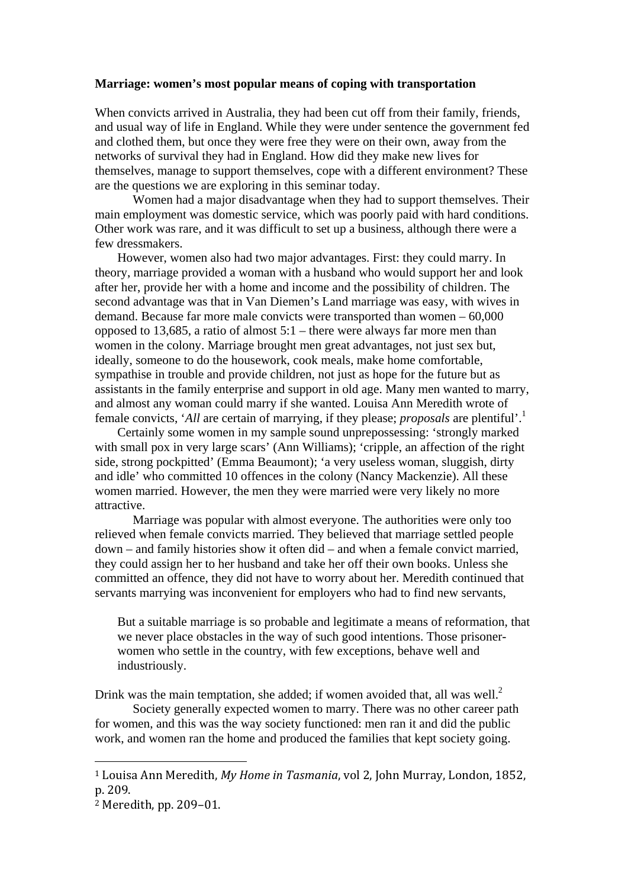**Marriage: women's most popular means of coping with transportation**

When convicts arrived in Australia, they had been cut off from their family, friends, and usual way of life in England. While they were under sentence the government fed and clothed them, but once they were free they were on their own, away from the networks of survival they had in England. How did they make new lives for themselves, manage to support themselves, cope with a different environment? These are the questions we are exploring in this seminar today.

Women had a major disadvantage when they had to support themselves. Their main employment was domestic service, which was poorly paid with hard conditions. Other work was rare, and it was difficult to set up a business, although there were a few dressmakers.

However, women also had two major advantages. First: they could marry. In theory, marriage provided a woman with a husband who would support her and look after her, provide her with a home and income and the possibility of children. The second advantage was that in Van Diemen's Land marriage was easy, with wives in demand. Because far more male convicts were transported than women – 60,000 opposed to 13,685, a ratio of almost 5:1 – there were always far more men than women in the colony. Marriage brought men great advantages, not just sex but, ideally, someone to do the housework, cook meals, make home comfortable, sympathise in trouble and provide children, not just as hope for the future but as assistants in the family enterprise and support in old age. Many men wanted to marry, and almost any woman could marry if she wanted. Louisa Ann Meredith wrote of female convicts, '*All* are certain of marrying, if they please; *proposals* are plentiful'.[1]

Certainly some women in my sample sound unprepossessing: 'strongly marked with small pox in very large scars' (Ann Williams); 'cripple, an affection of the right side, strong pockpitted' (Emma Beaumont); 'a very useless woman, sluggish, dirty and idle' who committed 10 offences in the colony (Nancy Mackenzie). All these women married. However, the men they were married were very likely no more attractive.

Marriage was popular with almost everyone. The authorities were only too relieved when female convicts married. They believed that marriage settled people down – and family histories show it often did – and when a female convict married, they could assign her to her husband and take her off their own books. Unless she committed an offence, they did not have to worry about her. Meredith continued that servants marrying was inconvenient for employers who had to find new servants,

> But a suitable marriage is so probable and legitimate a means of reformation, that we never place obstacles in the way of such good intentions. Those prisoner-women who settle in the country, with few exceptions, behave well and industriously.

Drink was the main temptation, she added; if women avoided that, all was well.[2]

Society generally expected women to marry. There was no other career path for women, and this was the way society functioned: men ran it and did the public work, and women ran the home and produced the families that kept society going.

---

[1] Louisa Ann Meredith, *My Home in Tasmania*, vol 2, John Murray, London, 1852, p. 209.

[2] Meredith, pp. 209–01.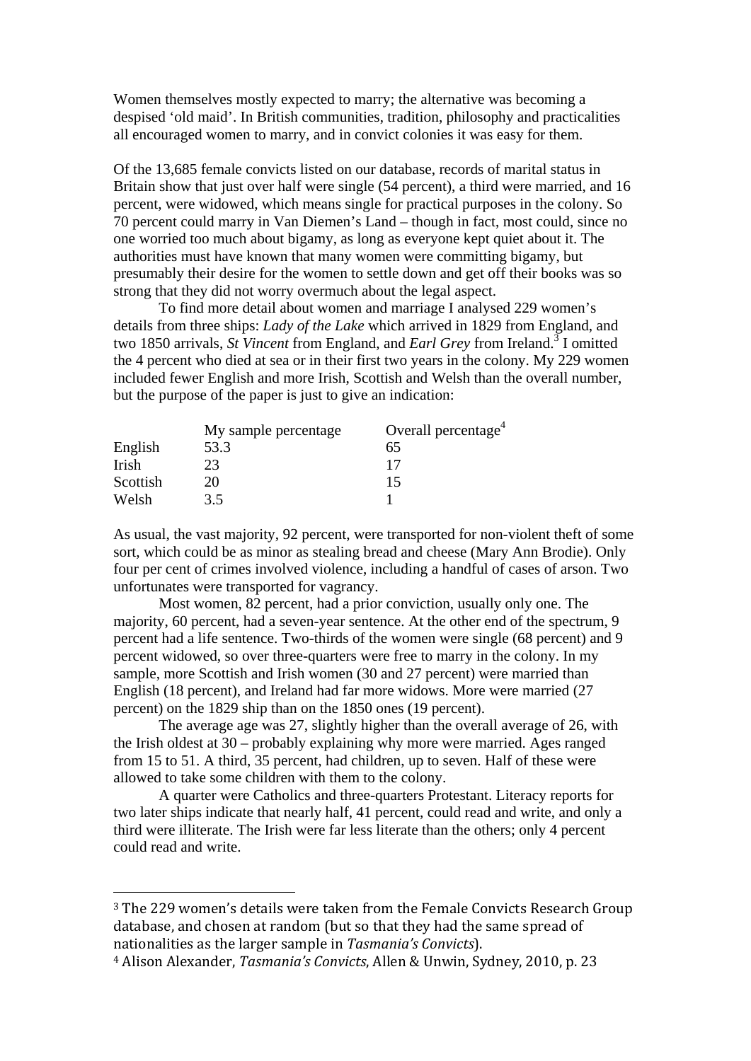Women themselves mostly expected to marry; the alternative was becoming a despised 'old maid'. In British communities, tradition, philosophy and practicalities all encouraged women to marry, and in convict colonies it was easy for them.

Of the 13,685 female convicts listed on our database, records of marital status in Britain show that just over half were single (54 percent), a third were married, and 16 percent, were widowed, which means single for practical purposes in the colony. So 70 percent could marry in Van Diemen's Land – though in fact, most could, since no one worried too much about bigamy, as long as everyone kept quiet about it. The authorities must have known that many women were committing bigamy, but presumably their desire for the women to settle down and get off their books was so strong that they did not worry overmuch about the legal aspect.

To find more detail about women and marriage I analysed 229 women's details from three ships: *Lady of the Lake* which arrived in 1829 from England, and two 1850 arrivals, *St Vincent* from England, and *Earl Grey* from Ireland.[3] I omitted the 4 percent who died at sea or in their first two years in the colony. My 229 women included fewer English and more Irish, Scottish and Welsh than the overall number, but the purpose of the paper is just to give an indication:

| | My sample percentage | Overall percentage[4] |
|---|---|---|
| English | 53.3 | 65 |
| Irish | 23 | 17 |
| Scottish | 20 | 15 |
| Welsh | 3.5 | 1 |

As usual, the vast majority, 92 percent, were transported for non-violent theft of some sort, which could be as minor as stealing bread and cheese (Mary Ann Brodie). Only four per cent of crimes involved violence, including a handful of cases of arson. Two unfortunates were transported for vagrancy.

Most women, 82 percent, had a prior conviction, usually only one. The majority, 60 percent, had a seven-year sentence. At the other end of the spectrum, 9 percent had a life sentence. Two-thirds of the women were single (68 percent) and 9 percent widowed, so over three-quarters were free to marry in the colony. In my sample, more Scottish and Irish women (30 and 27 percent) were married than English (18 percent), and Ireland had far more widows. More were married (27 percent) on the 1829 ship than on the 1850 ones (19 percent).

The average age was 27, slightly higher than the overall average of 26, with the Irish oldest at 30 – probably explaining why more were married. Ages ranged from 15 to 51. A third, 35 percent, had children, up to seven. Half of these were allowed to take some children with them to the colony.

A quarter were Catholics and three-quarters Protestant. Literacy reports for two later ships indicate that nearly half, 41 percent, could read and write, and only a third were illiterate. The Irish were far less literate than the others; only 4 percent could read and write.

---

[3] The 229 women's details were taken from the Female Convicts Research Group database, and chosen at random (but so that they had the same spread of nationalities as the larger sample in *Tasmania's Convicts*).

[4] Alison Alexander, *Tasmania's Convicts*, Allen & Unwin, Sydney, 2010, p. 23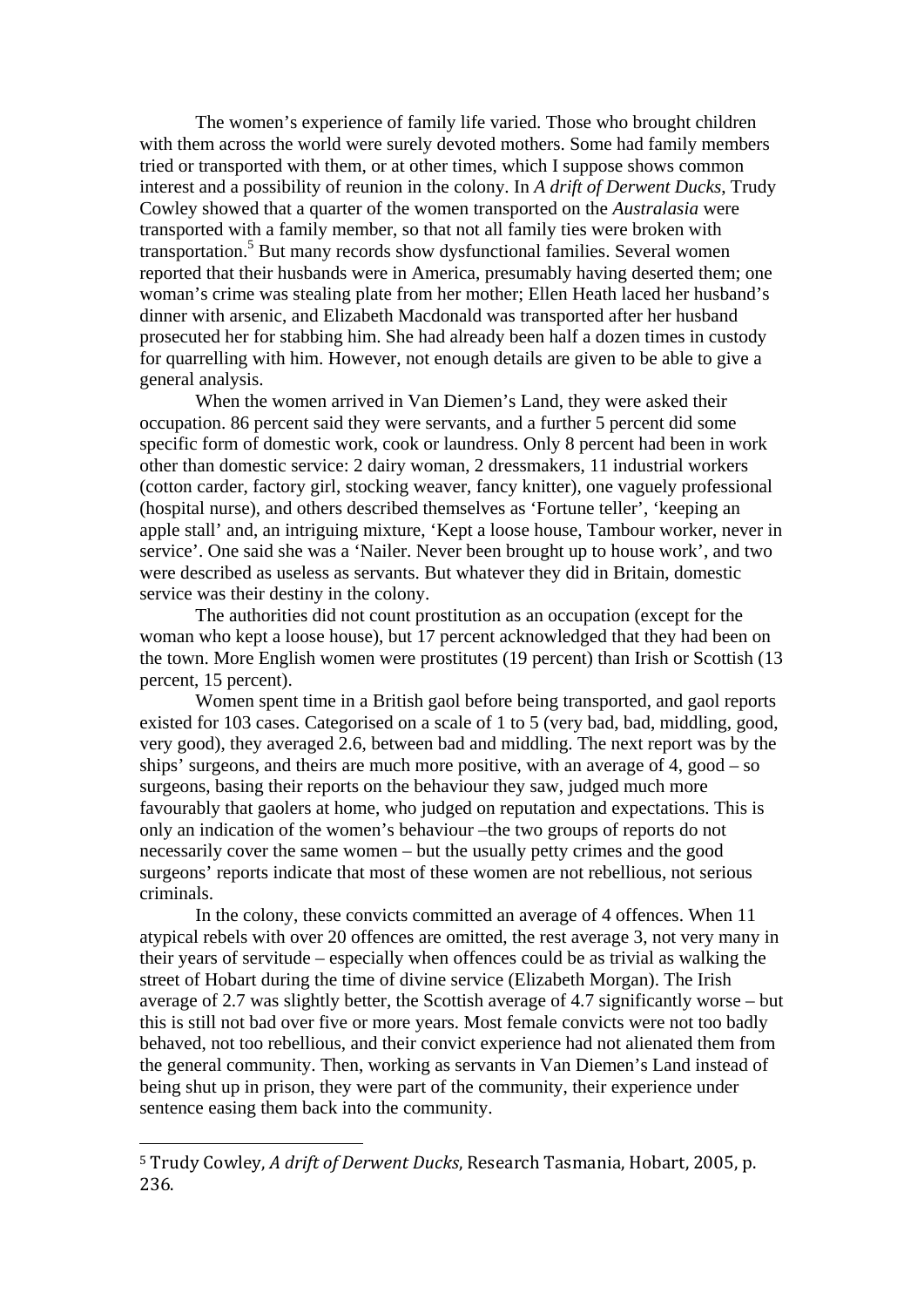The women's experience of family life varied. Those who brought children with them across the world were surely devoted mothers. Some had family members tried or transported with them, or at other times, which I suppose shows common interest and a possibility of reunion in the colony. In *A drift of Derwent Ducks*, Trudy Cowley showed that a quarter of the women transported on the *Australasia* were transported with a family member, so that not all family ties were broken with transportation.[5] But many records show dysfunctional families. Several women reported that their husbands were in America, presumably having deserted them; one woman's crime was stealing plate from her mother; Ellen Heath laced her husband's dinner with arsenic, and Elizabeth Macdonald was transported after her husband prosecuted her for stabbing him. She had already been half a dozen times in custody for quarrelling with him. However, not enough details are given to be able to give a general analysis.

When the women arrived in Van Diemen's Land, they were asked their occupation. 86 percent said they were servants, and a further 5 percent did some specific form of domestic work, cook or laundress. Only 8 percent had been in work other than domestic service: 2 dairy woman, 2 dressmakers, 11 industrial workers (cotton carder, factory girl, stocking weaver, fancy knitter), one vaguely professional (hospital nurse), and others described themselves as 'Fortune teller', 'keeping an apple stall' and, an intriguing mixture, 'Kept a loose house, Tambour worker, never in service'. One said she was a 'Nailer. Never been brought up to house work', and two were described as useless as servants. But whatever they did in Britain, domestic service was their destiny in the colony.

The authorities did not count prostitution as an occupation (except for the woman who kept a loose house), but 17 percent acknowledged that they had been on the town. More English women were prostitutes (19 percent) than Irish or Scottish (13 percent, 15 percent).

Women spent time in a British gaol before being transported, and gaol reports existed for 103 cases. Categorised on a scale of 1 to 5 (very bad, bad, middling, good, very good), they averaged 2.6, between bad and middling. The next report was by the ships' surgeons, and theirs are much more positive, with an average of 4, good – so surgeons, basing their reports on the behaviour they saw, judged much more favourably that gaolers at home, who judged on reputation and expectations. This is only an indication of the women's behaviour –the two groups of reports do not necessarily cover the same women – but the usually petty crimes and the good surgeons' reports indicate that most of these women are not rebellious, not serious criminals.

In the colony, these convicts committed an average of 4 offences. When 11 atypical rebels with over 20 offences are omitted, the rest average 3, not very many in their years of servitude – especially when offences could be as trivial as walking the street of Hobart during the time of divine service (Elizabeth Morgan). The Irish average of 2.7 was slightly better, the Scottish average of 4.7 significantly worse – but this is still not bad over five or more years. Most female convicts were not too badly behaved, not too rebellious, and their convict experience had not alienated them from the general community. Then, working as servants in Van Diemen's Land instead of being shut up in prison, they were part of the community, their experience under sentence easing them back into the community.

---

[5] Trudy Cowley, *A drift of Derwent Ducks*, Research Tasmania, Hobart, 2005, p. 236.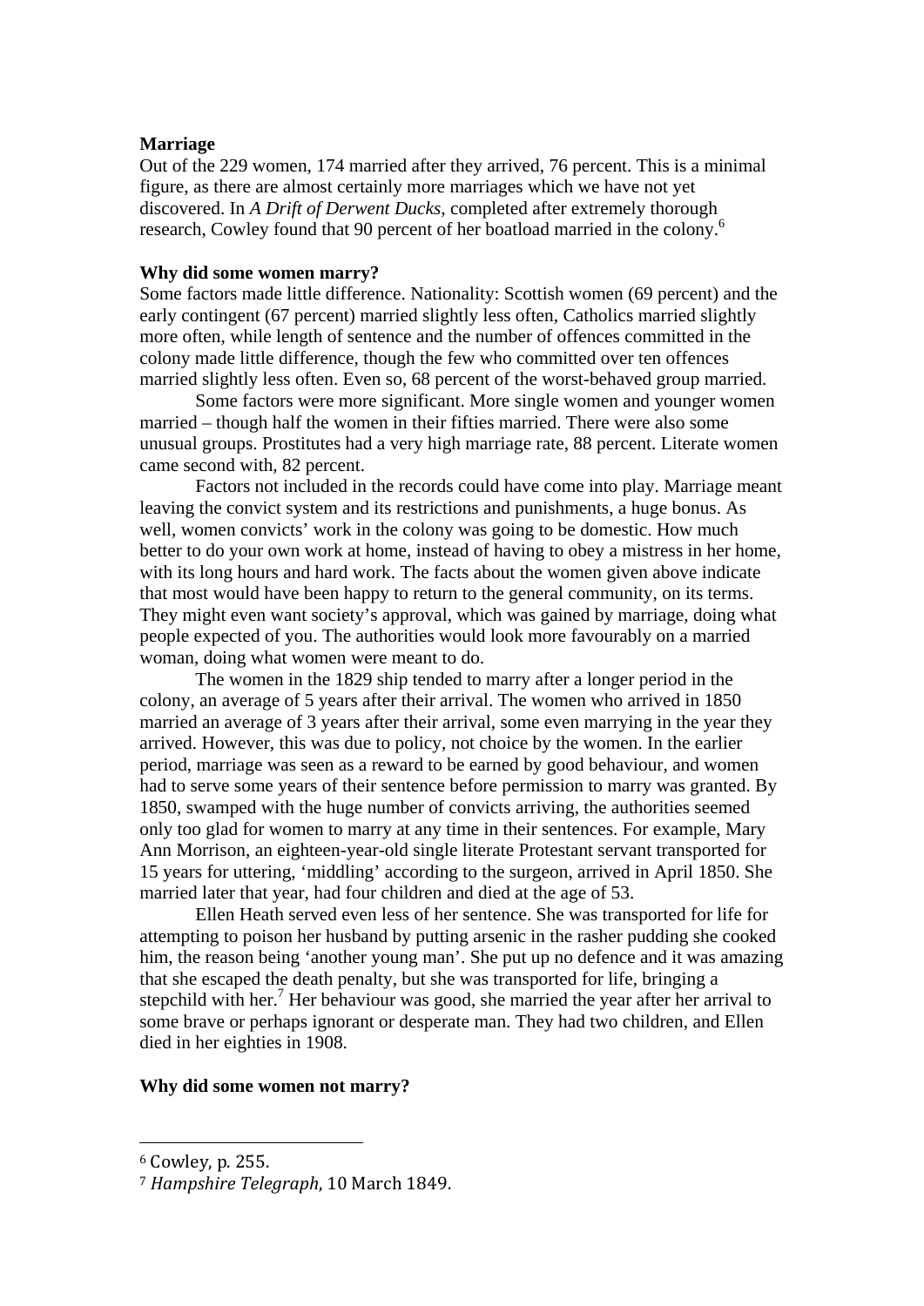**Marriage**

Out of the 229 women, 174 married after they arrived, 76 percent. This is a minimal figure, as there are almost certainly more marriages which we have not yet discovered. In *A Drift of Derwent Ducks*, completed after extremely thorough research, Cowley found that 90 percent of her boatload married in the colony.[6]

**Why did some women marry?**

Some factors made little difference. Nationality: Scottish women (69 percent) and the early contingent (67 percent) married slightly less often, Catholics married slightly more often, while length of sentence and the number of offences committed in the colony made little difference, though the few who committed over ten offences married slightly less often. Even so, 68 percent of the worst-behaved group married.

Some factors were more significant. More single women and younger women married – though half the women in their fifties married. There were also some unusual groups. Prostitutes had a very high marriage rate, 88 percent. Literate women came second with, 82 percent.

Factors not included in the records could have come into play. Marriage meant leaving the convict system and its restrictions and punishments, a huge bonus. As well, women convicts' work in the colony was going to be domestic. How much better to do your own work at home, instead of having to obey a mistress in her home, with its long hours and hard work. The facts about the women given above indicate that most would have been happy to return to the general community, on its terms. They might even want society's approval, which was gained by marriage, doing what people expected of you. The authorities would look more favourably on a married woman, doing what women were meant to do.

The women in the 1829 ship tended to marry after a longer period in the colony, an average of 5 years after their arrival. The women who arrived in 1850 married an average of 3 years after their arrival, some even marrying in the year they arrived. However, this was due to policy, not choice by the women. In the earlier period, marriage was seen as a reward to be earned by good behaviour, and women had to serve some years of their sentence before permission to marry was granted. By 1850, swamped with the huge number of convicts arriving, the authorities seemed only too glad for women to marry at any time in their sentences. For example, Mary Ann Morrison, an eighteen-year-old single literate Protestant servant transported for 15 years for uttering, 'middling' according to the surgeon, arrived in April 1850. She married later that year, had four children and died at the age of 53.

Ellen Heath served even less of her sentence. She was transported for life for attempting to poison her husband by putting arsenic in the rasher pudding she cooked him, the reason being 'another young man'. She put up no defence and it was amazing that she escaped the death penalty, but she was transported for life, bringing a stepchild with her.[7] Her behaviour was good, she married the year after her arrival to some brave or perhaps ignorant or desperate man. They had two children, and Ellen died in her eighties in 1908.

**Why did some women not marry?**

---

[6] Cowley, p. 255.

[7] *Hampshire Telegraph*, 10 March 1849.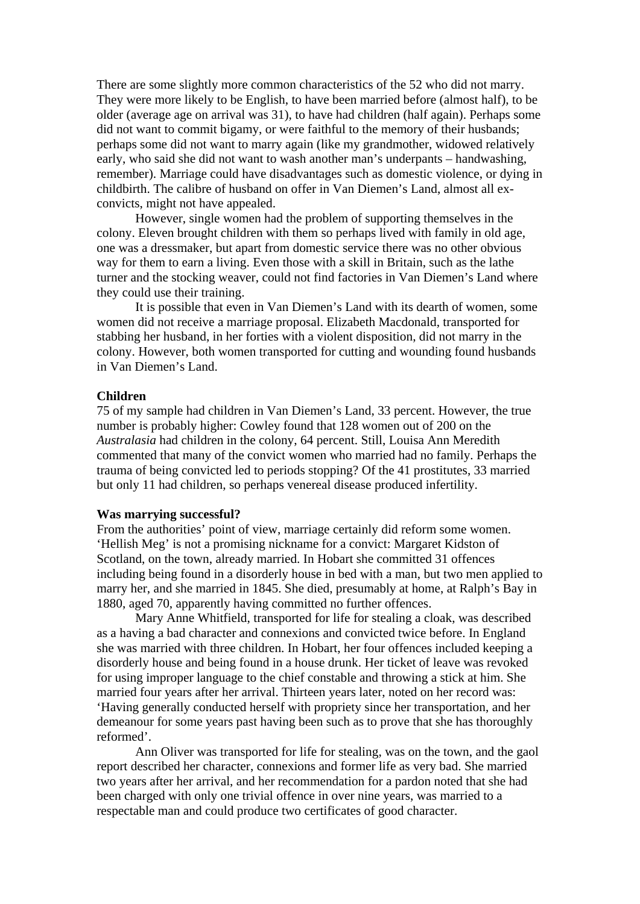There are some slightly more common characteristics of the 52 who did not marry. They were more likely to be English, to have been married before (almost half), to be older (average age on arrival was 31), to have had children (half again). Perhaps some did not want to commit bigamy, or were faithful to the memory of their husbands; perhaps some did not want to marry again (like my grandmother, widowed relatively early, who said she did not want to wash another man's underpants – handwashing, remember). Marriage could have disadvantages such as domestic violence, or dying in childbirth. The calibre of husband on offer in Van Diemen's Land, almost all ex-convicts, might not have appealed.

However, single women had the problem of supporting themselves in the colony. Eleven brought children with them so perhaps lived with family in old age, one was a dressmaker, but apart from domestic service there was no other obvious way for them to earn a living. Even those with a skill in Britain, such as the lathe turner and the stocking weaver, could not find factories in Van Diemen's Land where they could use their training.

It is possible that even in Van Diemen's Land with its dearth of women, some women did not receive a marriage proposal. Elizabeth Macdonald, transported for stabbing her husband, in her forties with a violent disposition, did not marry in the colony. However, both women transported for cutting and wounding found husbands in Van Diemen's Land.

**Children**

75 of my sample had children in Van Diemen's Land, 33 percent. However, the true number is probably higher: Cowley found that 128 women out of 200 on the *Australasia* had children in the colony, 64 percent. Still, Louisa Ann Meredith commented that many of the convict women who married had no family. Perhaps the trauma of being convicted led to periods stopping? Of the 41 prostitutes, 33 married but only 11 had children, so perhaps venereal disease produced infertility.

**Was marrying successful?**

From the authorities' point of view, marriage certainly did reform some women. 'Hellish Meg' is not a promising nickname for a convict: Margaret Kidston of Scotland, on the town, already married. In Hobart she committed 31 offences including being found in a disorderly house in bed with a man, but two men applied to marry her, and she married in 1845. She died, presumably at home, at Ralph's Bay in 1880, aged 70, apparently having committed no further offences.

Mary Anne Whitfield, transported for life for stealing a cloak, was described as a having a bad character and connexions and convicted twice before. In England she was married with three children. In Hobart, her four offences included keeping a disorderly house and being found in a house drunk. Her ticket of leave was revoked for using improper language to the chief constable and throwing a stick at him. She married four years after her arrival. Thirteen years later, noted on her record was: 'Having generally conducted herself with propriety since her transportation, and her demeanour for some years past having been such as to prove that she has thoroughly reformed'.

Ann Oliver was transported for life for stealing, was on the town, and the gaol report described her character, connexions and former life as very bad. She married two years after her arrival, and her recommendation for a pardon noted that she had been charged with only one trivial offence in over nine years, was married to a respectable man and could produce two certificates of good character.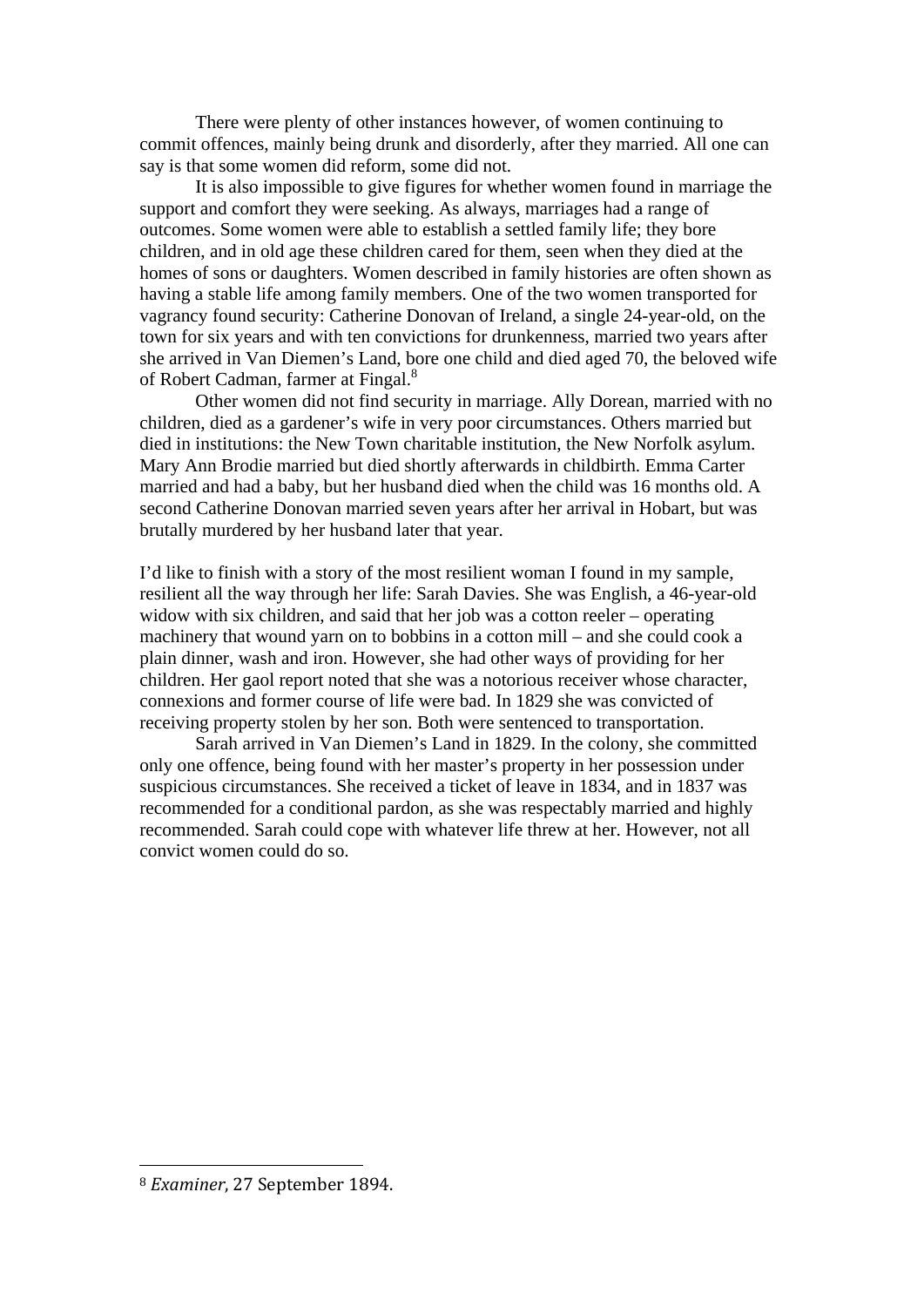There were plenty of other instances however, of women continuing to commit offences, mainly being drunk and disorderly, after they married. All one can say is that some women did reform, some did not.

It is also impossible to give figures for whether women found in marriage the support and comfort they were seeking. As always, marriages had a range of outcomes. Some women were able to establish a settled family life; they bore children, and in old age these children cared for them, seen when they died at the homes of sons or daughters. Women described in family histories are often shown as having a stable life among family members. One of the two women transported for vagrancy found security: Catherine Donovan of Ireland, a single 24-year-old, on the town for six years and with ten convictions for drunkenness, married two years after she arrived in Van Diemen's Land, bore one child and died aged 70, the beloved wife of Robert Cadman, farmer at Fingal.[8]

Other women did not find security in marriage. Ally Dorean, married with no children, died as a gardener's wife in very poor circumstances. Others married but died in institutions: the New Town charitable institution, the New Norfolk asylum. Mary Ann Brodie married but died shortly afterwards in childbirth. Emma Carter married and had a baby, but her husband died when the child was 16 months old. A second Catherine Donovan married seven years after her arrival in Hobart, but was brutally murdered by her husband later that year.

I'd like to finish with a story of the most resilient woman I found in my sample, resilient all the way through her life: Sarah Davies. She was English, a 46-year-old widow with six children, and said that her job was a cotton reeler – operating machinery that wound yarn on to bobbins in a cotton mill – and she could cook a plain dinner, wash and iron. However, she had other ways of providing for her children. Her gaol report noted that she was a notorious receiver whose character, connexions and former course of life were bad. In 1829 she was convicted of receiving property stolen by her son. Both were sentenced to transportation.

Sarah arrived in Van Diemen's Land in 1829. In the colony, she committed only one offence, being found with her master's property in her possession under suspicious circumstances. She received a ticket of leave in 1834, and in 1837 was recommended for a conditional pardon, as she was respectably married and highly recommended. Sarah could cope with whatever life threw at her. However, not all convict women could do so.

---

[8] *Examiner,* 27 September 1894.